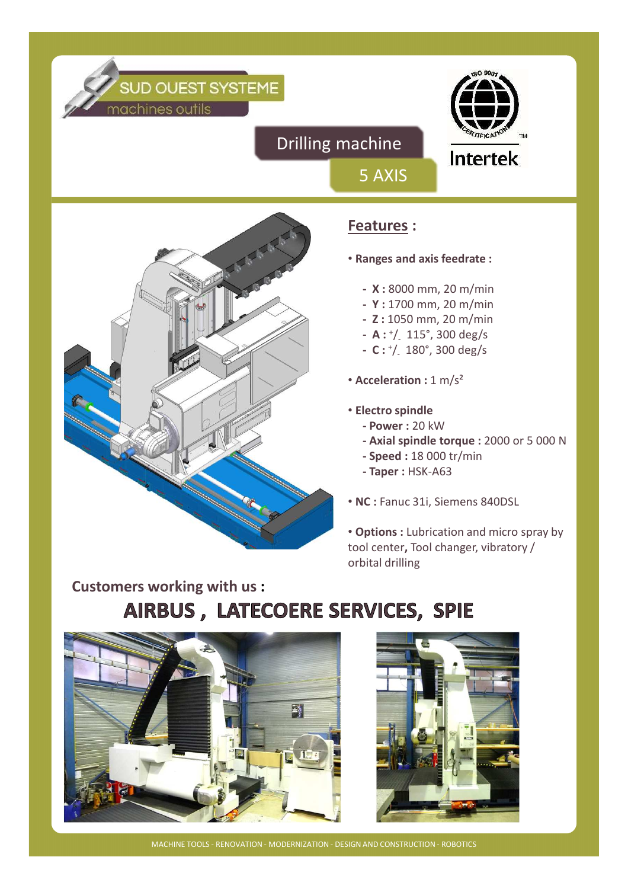SUD OUEST SYSTEME

machines outils

# Drilling machine

## 5 AXIS

Intertek

## Features :

- **Ranges and axis feedrate :**
  - **X :** 8000 mm, 20 m/min
  - **Y :** 1700 mm, 20 m/min
  - **Z :** 1050 mm, 20 m/min
  - **A :** +/- 115°, 300 deg/s
  - **C :** +/- 180°, 300 deg/s
- **Acceleration :** 1 m/s²
- **Electro spindle**
  - **Power :** 20 kW
  - **Axial spindle torque :** 2000 or 5 000 N
  - **Speed :** 18 000 tr/min
  - **Taper :** HSK-A63
- **NC :** Fanuc 31i, Siemens 840DSL
- **Options :** Lubrication and micro spray by tool center, Tool changer, vibratory / orbital drilling

**Customers working with us :**

## AIRBUS , LATECOERE SERVICES, SPIE

MACHINE TOOLS - RENOVATION - MODERNIZATION - DESIGN AND CONSTRUCTION - ROBOTICS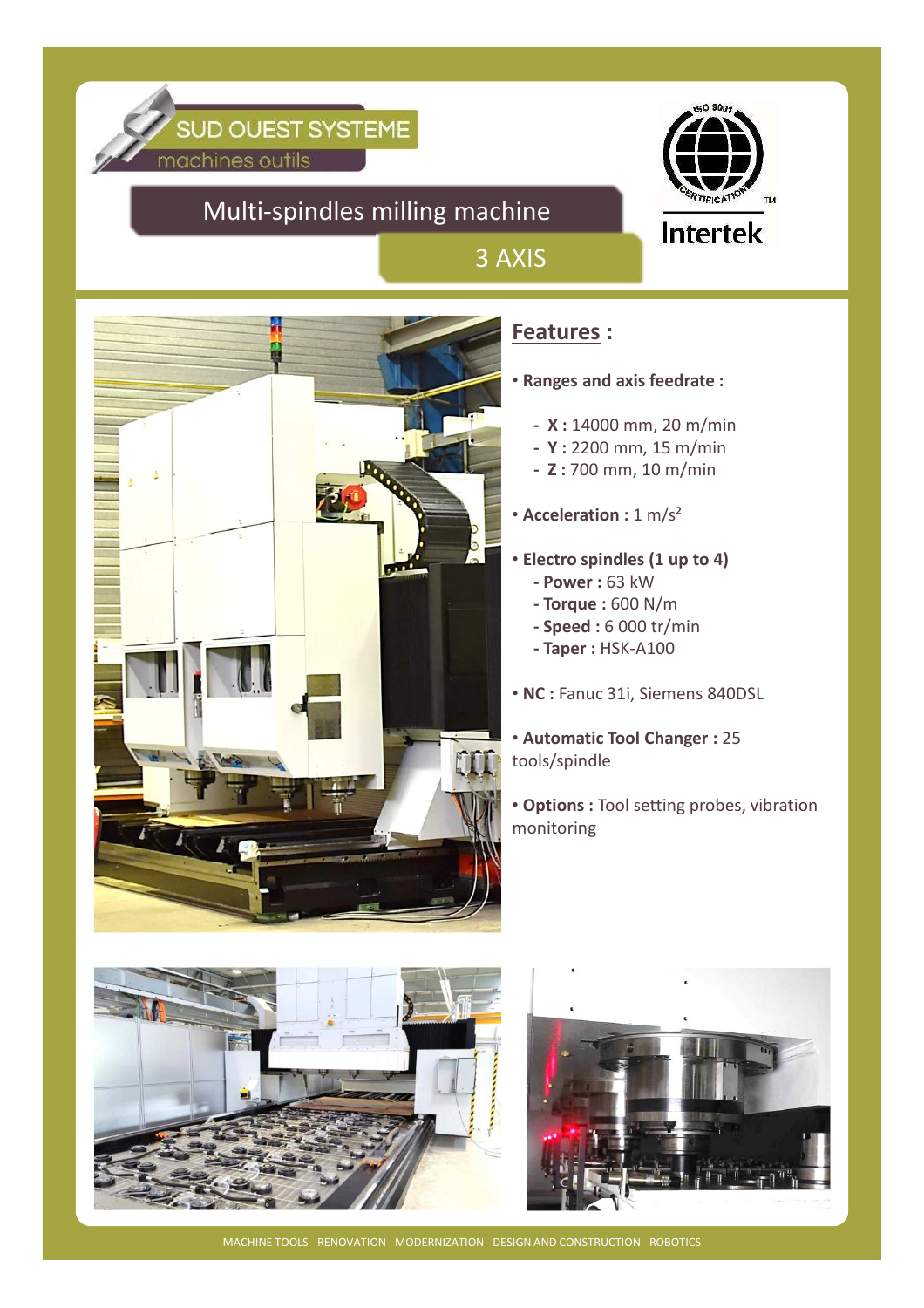SUD OUEST SYSTEME

machines outils

# Multi-spindles milling machine

## 3 AXIS

ISO 9001 CERTIFICATION™

Intertek

## Features :

- **Ranges and axis feedrate :**
  - **X :** 14000 mm, 20 m/min
  - **Y :** 2200 mm, 15 m/min
  - **Z :** 700 mm, 10 m/min
- **Acceleration :** 1 m/s²
- **Electro spindles (1 up to 4)**
  - **Power :** 63 kW
  - **Torque :** 600 N/m
  - **Speed :** 6 000 tr/min
  - **Taper :** HSK-A100
- **NC :** Fanuc 31i, Siemens 840DSL
- **Automatic Tool Changer :** 25 tools/spindle
- **Options :** Tool setting probes, vibration monitoring

MACHINE TOOLS - RENOVATION - MODERNIZATION - DESIGN AND CONSTRUCTION - ROBOTICS